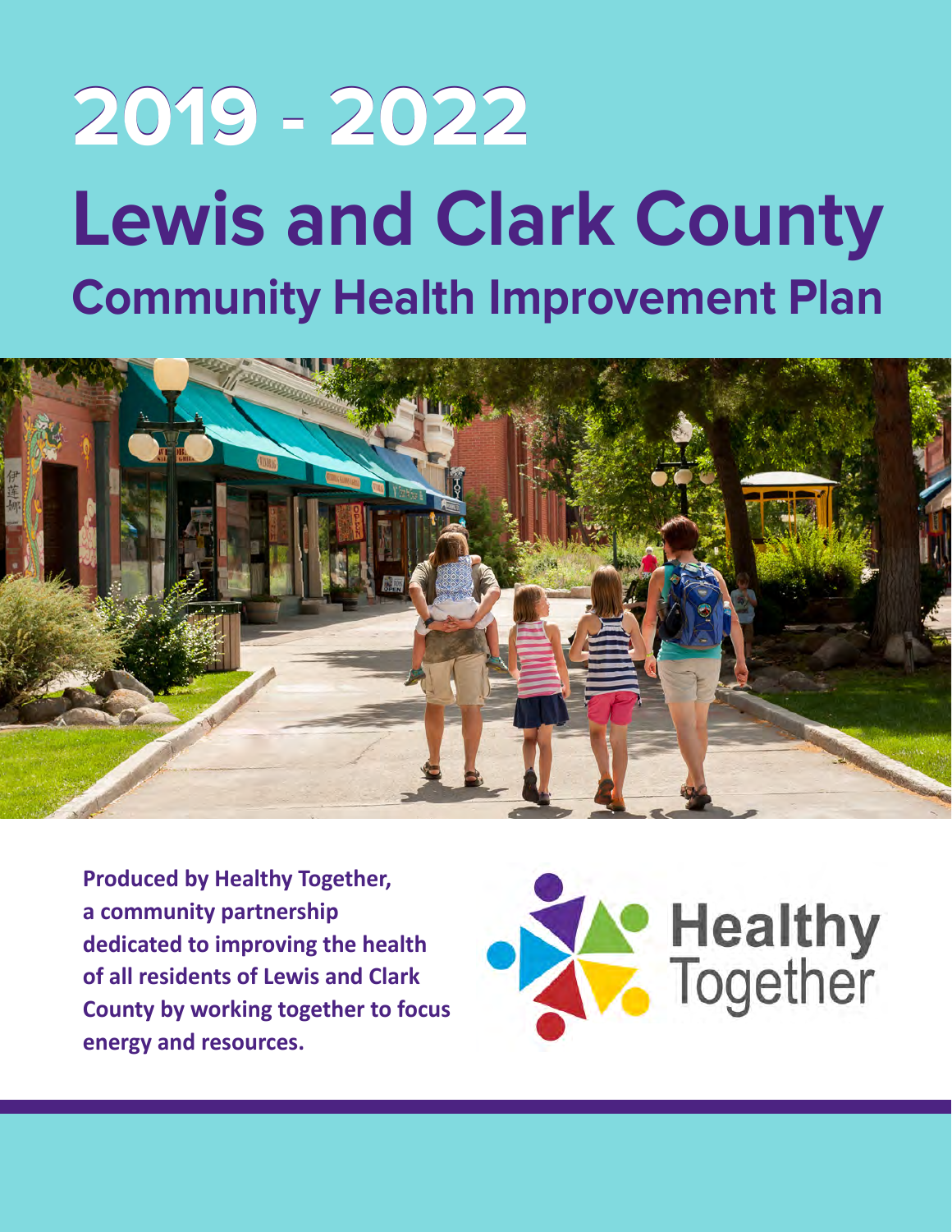# 2019 - 2022

# Lewis and Clark County

## Community Health Improvement Plan

**Produced by Healthy Together, a community partnership dedicated to improving the health of all residents of Lewis and Clark County by working together to focus energy and resources.**

Healthy Together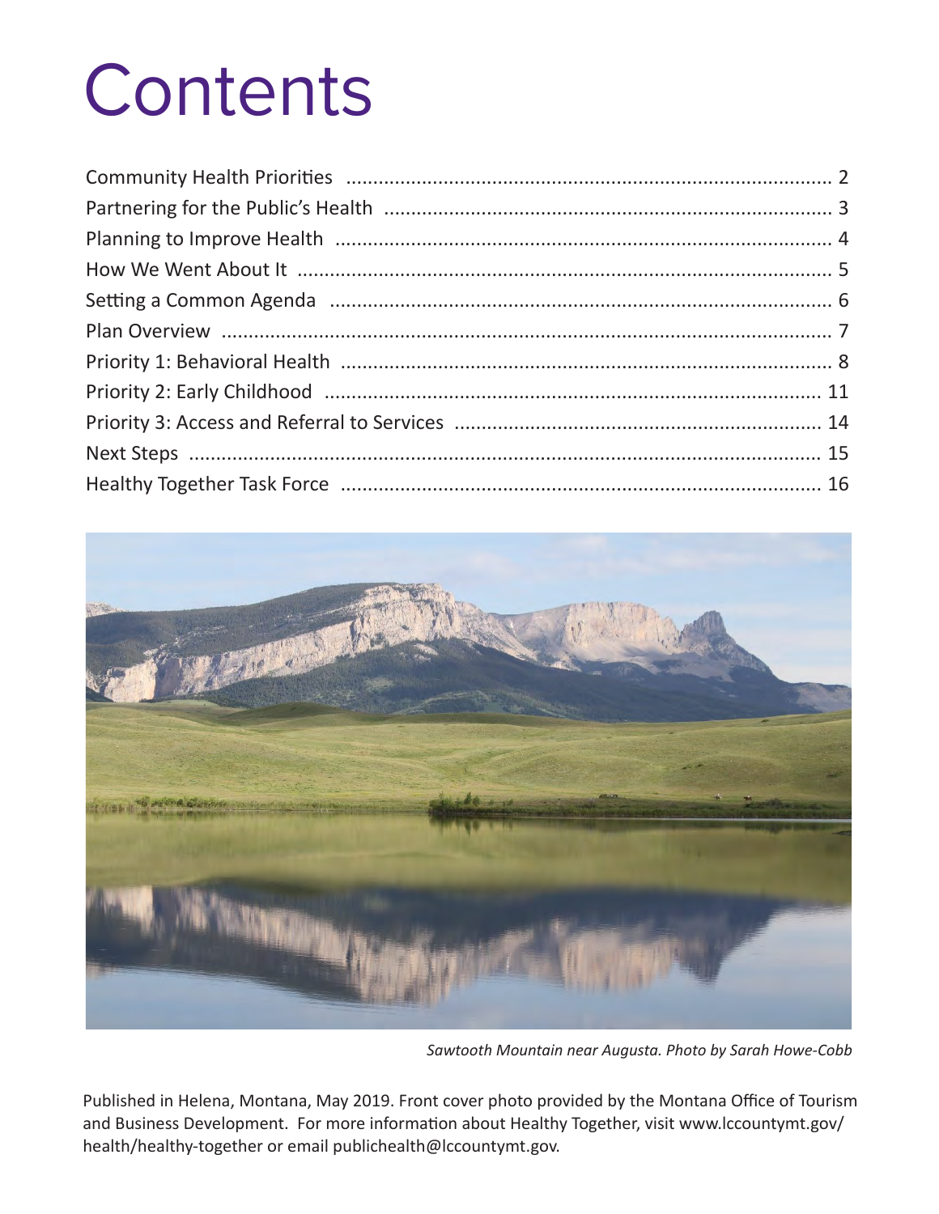# Contents

Community Health Priorities ........................................................................................ 2
Partnering for the Public's Health .................................................................................. 3
Planning to Improve Health .......................................................................................... 4
How We Went About It ................................................................................................. 5
Setting a Common Agenda ........................................................................................... 6
Plan Overview ................................................................................................................ 7
Priority 1: Behavioral Health ........................................................................................ 8
Priority 2: Early Childhood .......................................................................................... 11
Priority 3: Access and Referral to Services .................................................................. 14
Next Steps .................................................................................................................... 15
Healthy Together Task Force ....................................................................................... 16

*Sawtooth Mountain near Augusta. Photo by Sarah Howe-Cobb*

Published in Helena, Montana, May 2019. Front cover photo provided by the Montana Office of Tourism and Business Development. For more information about Healthy Together, visit www.lccountymt.gov/health/healthy-together or email publichealth@lccountymt.gov.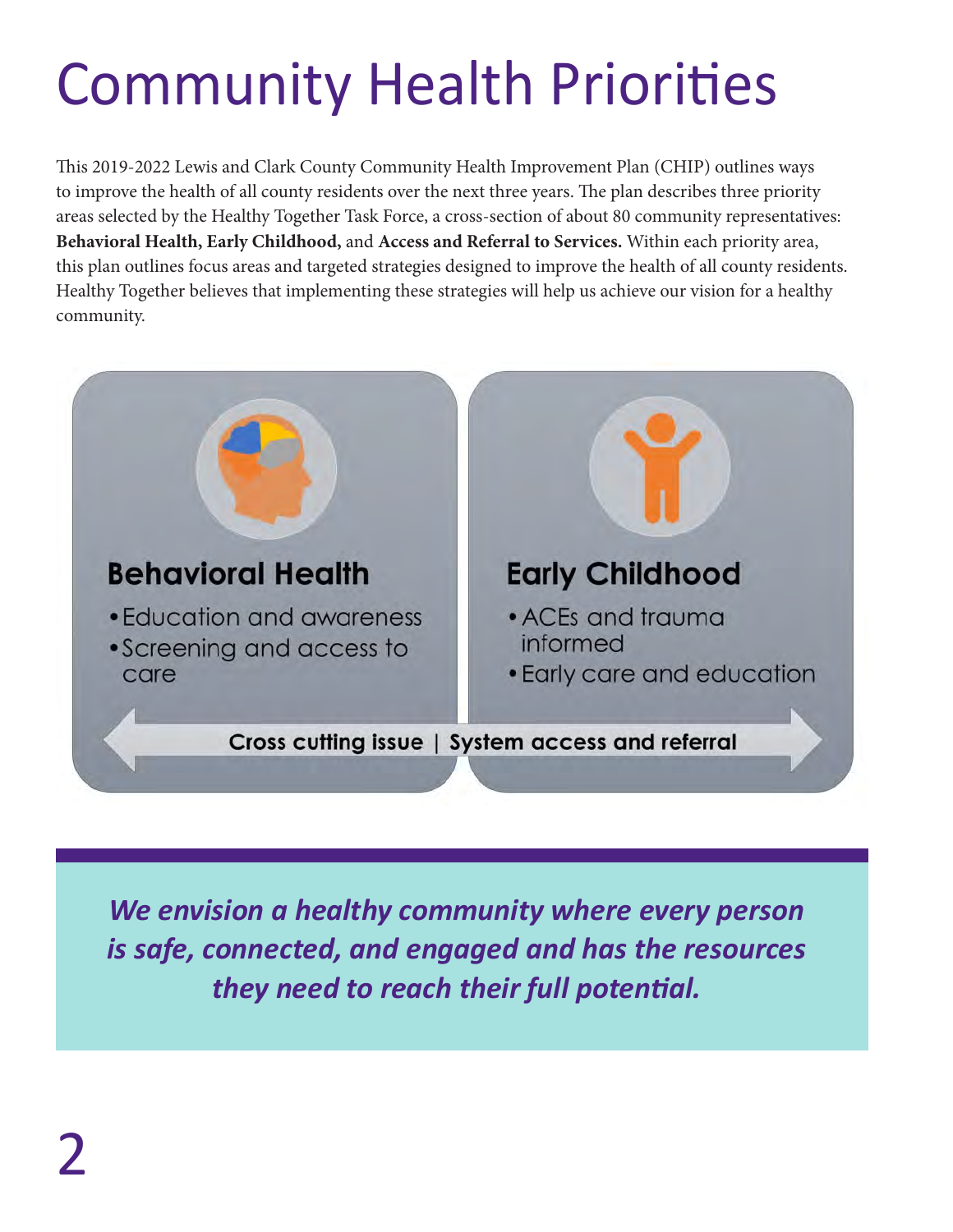# Community Health Priorities

This 2019-2022 Lewis and Clark County Community Health Improvement Plan (CHIP) outlines ways to improve the health of all county residents over the next three years. The plan describes three priority areas selected by the Healthy Together Task Force, a cross-section of about 80 community representatives: **Behavioral Health, Early Childhood,** and **Access and Referral to Services.** Within each priority area, this plan outlines focus areas and targeted strategies designed to improve the health of all county residents. Healthy Together believes that implementing these strategies will help us achieve our vision for a healthy community.

**Behavioral Health**

- Education and awareness
- Screening and access to care

**Early Childhood**

- ACEs and trauma informed
- Early care and education

**Cross cutting issue | System access and referral**

***We envision a healthy community where every person is safe, connected, and engaged and has the resources they need to reach their full potential.***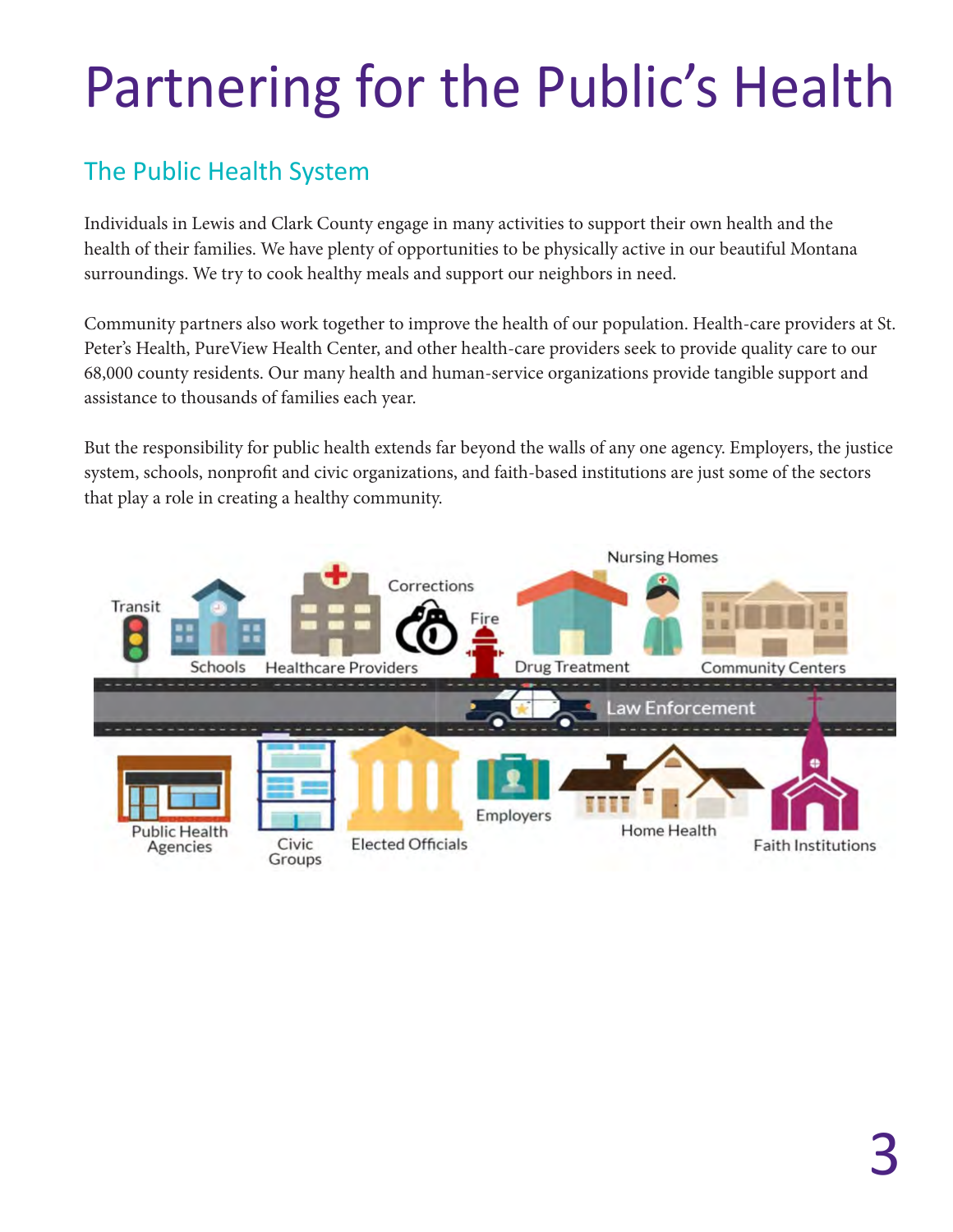# Partnering for the Public's Health

## The Public Health System

Individuals in Lewis and Clark County engage in many activities to support their own health and the health of their families. We have plenty of opportunities to be physically active in our beautiful Montana surroundings. We try to cook healthy meals and support our neighbors in need.

Community partners also work together to improve the health of our population. Health-care providers at St. Peter's Health, PureView Health Center, and other health-care providers seek to provide quality care to our 68,000 county residents. Our many health and human-service organizations provide tangible support and assistance to thousands of families each year.

But the responsibility for public health extends far beyond the walls of any one agency. Employers, the justice system, schools, nonprofit and civic organizations, and faith-based institutions are just some of the sectors that play a role in creating a healthy community.

Transit · Schools · Healthcare Providers · Corrections · Fire · Drug Treatment · Nursing Homes · Community Centers · Law Enforcement · Public Health Agencies · Civic Groups · Elected Officials · Employers · Home Health · Faith Institutions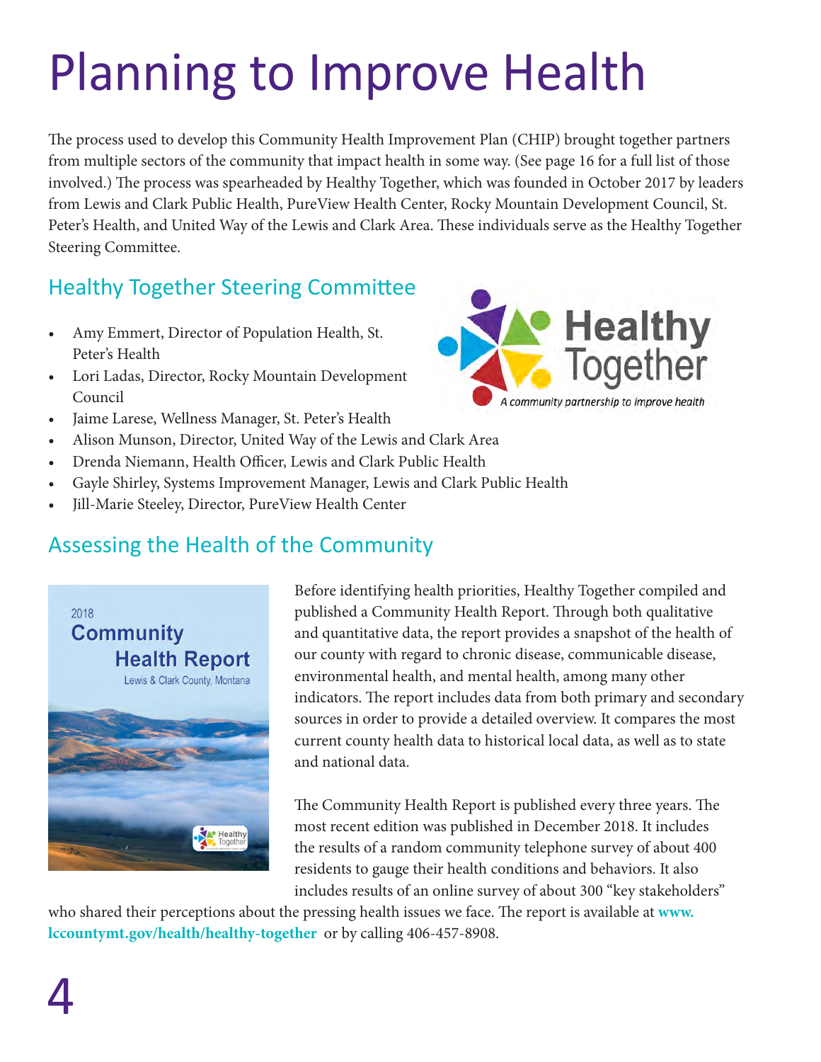# Planning to Improve Health

The process used to develop this Community Health Improvement Plan (CHIP) brought together partners from multiple sectors of the community that impact health in some way. (See page 16 for a full list of those involved.) The process was spearheaded by Healthy Together, which was founded in October 2017 by leaders from Lewis and Clark Public Health, PureView Health Center, Rocky Mountain Development Council, St. Peter's Health, and United Way of the Lewis and Clark Area. These individuals serve as the Healthy Together Steering Committee.

## Healthy Together Steering Committee

- Amy Emmert, Director of Population Health, St. Peter's Health
- Lori Ladas, Director, Rocky Mountain Development Council
- Jaime Larese, Wellness Manager, St. Peter's Health
- Alison Munson, Director, United Way of the Lewis and Clark Area
- Drenda Niemann, Health Officer, Lewis and Clark Public Health
- Gayle Shirley, Systems Improvement Manager, Lewis and Clark Public Health
- Jill-Marie Steeley, Director, PureView Health Center

## Assessing the Health of the Community

Before identifying health priorities, Healthy Together compiled and published a Community Health Report. Through both qualitative and quantitative data, the report provides a snapshot of the health of our county with regard to chronic disease, communicable disease, environmental health, and mental health, among many other indicators. The report includes data from both primary and secondary sources in order to provide a detailed overview. It compares the most current county health data to historical local data, as well as to state and national data.

The Community Health Report is published every three years. The most recent edition was published in December 2018. It includes the results of a random community telephone survey of about 400 residents to gauge their health conditions and behaviors. It also includes results of an online survey of about 300 "key stakeholders" who shared their perceptions about the pressing health issues we face. The report is available at **www.lccountymt.gov/health/healthy-together** or by calling 406-457-8908.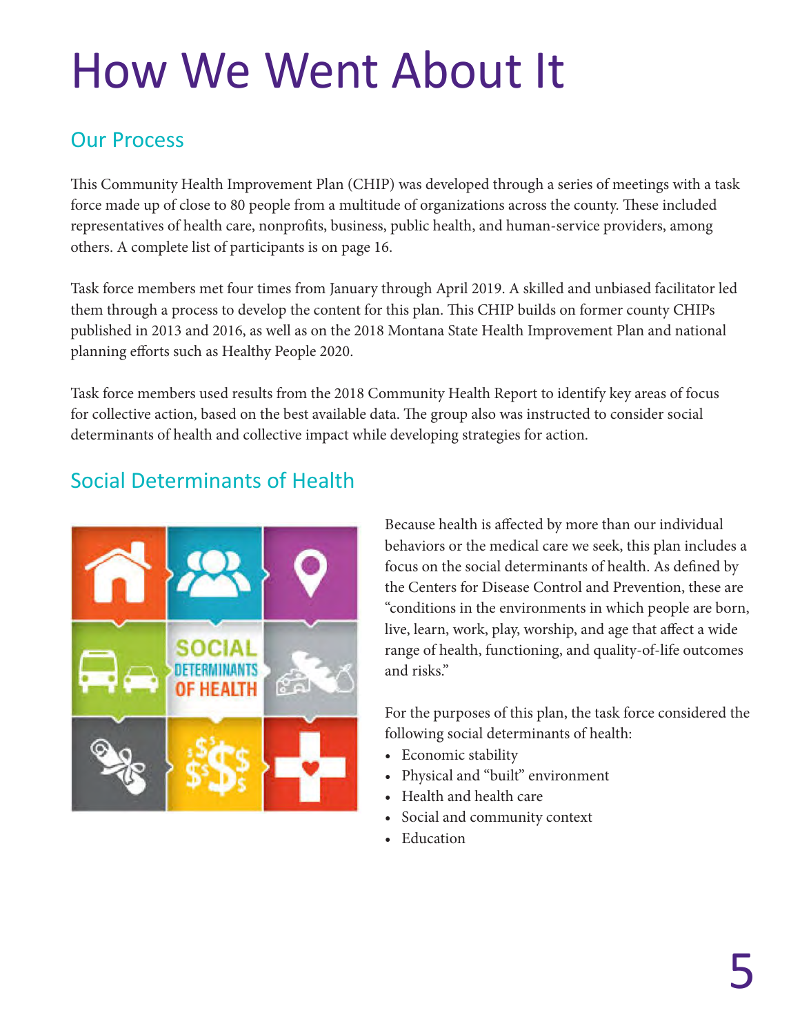# How We Went About It

## Our Process

This Community Health Improvement Plan (CHIP) was developed through a series of meetings with a task force made up of close to 80 people from a multitude of organizations across the county. These included representatives of health care, nonprofits, business, public health, and human-service providers, among others. A complete list of participants is on page 16.

Task force members met four times from January through April 2019. A skilled and unbiased facilitator led them through a process to develop the content for this plan. This CHIP builds on former county CHIPs published in 2013 and 2016, as well as on the 2018 Montana State Health Improvement Plan and national planning efforts such as Healthy People 2020.

Task force members used results from the 2018 Community Health Report to identify key areas of focus for collective action, based on the best available data. The group also was instructed to consider social determinants of health and collective impact while developing strategies for action.

## Social Determinants of Health

Because health is affected by more than our individual behaviors or the medical care we seek, this plan includes a focus on the social determinants of health. As defined by the Centers for Disease Control and Prevention, these are "conditions in the environments in which people are born, live, learn, work, play, worship, and age that affect a wide range of health, functioning, and quality-of-life outcomes and risks."

For the purposes of this plan, the task force considered the following social determinants of health:

- Economic stability
- Physical and "built" environment
- Health and health care
- Social and community context
- Education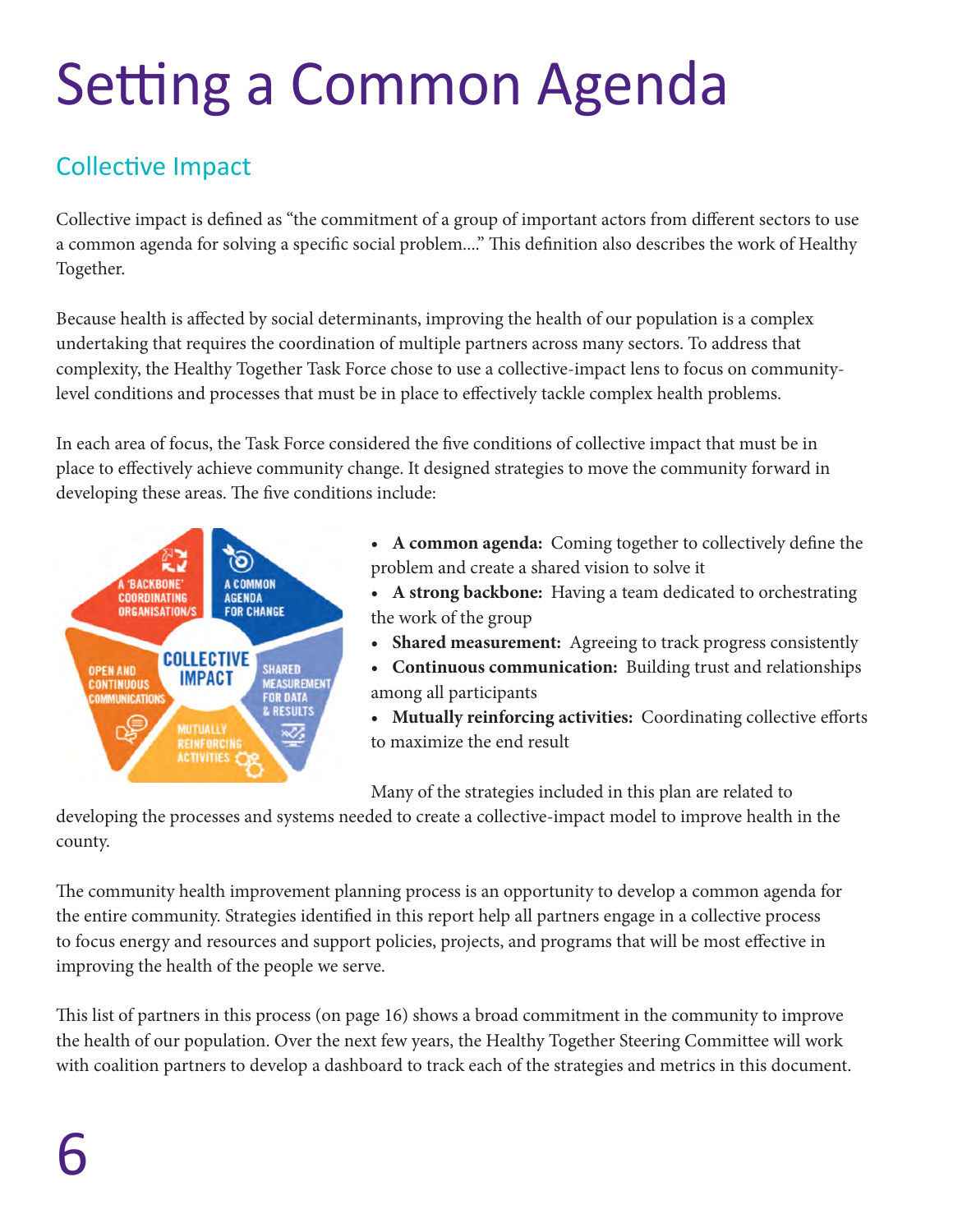# Setting a Common Agenda

## Collective Impact

Collective impact is defined as "the commitment of a group of important actors from different sectors to use a common agenda for solving a specific social problem…." This definition also describes the work of Healthy Together.

Because health is affected by social determinants, improving the health of our population is a complex undertaking that requires the coordination of multiple partners across many sectors. To address that complexity, the Healthy Together Task Force chose to use a collective-impact lens to focus on community-level conditions and processes that must be in place to effectively tackle complex health problems.

In each area of focus, the Task Force considered the five conditions of collective impact that must be in place to effectively achieve community change. It designed strategies to move the community forward in developing these areas. The five conditions include:

- **A common agenda:** Coming together to collectively define the problem and create a shared vision to solve it
- **A strong backbone:** Having a team dedicated to orchestrating the work of the group
- **Shared measurement:** Agreeing to track progress consistently
- **Continuous communication:** Building trust and relationships among all participants
- **Mutually reinforcing activities:** Coordinating collective efforts to maximize the end result

Many of the strategies included in this plan are related to developing the processes and systems needed to create a collective-impact model to improve health in the county.

The community health improvement planning process is an opportunity to develop a common agenda for the entire community. Strategies identified in this report help all partners engage in a collective process to focus energy and resources and support policies, projects, and programs that will be most effective in improving the health of the people we serve.

This list of partners in this process (on page 16) shows a broad commitment in the community to improve the health of our population. Over the next few years, the Healthy Together Steering Committee will work with coalition partners to develop a dashboard to track each of the strategies and metrics in this document.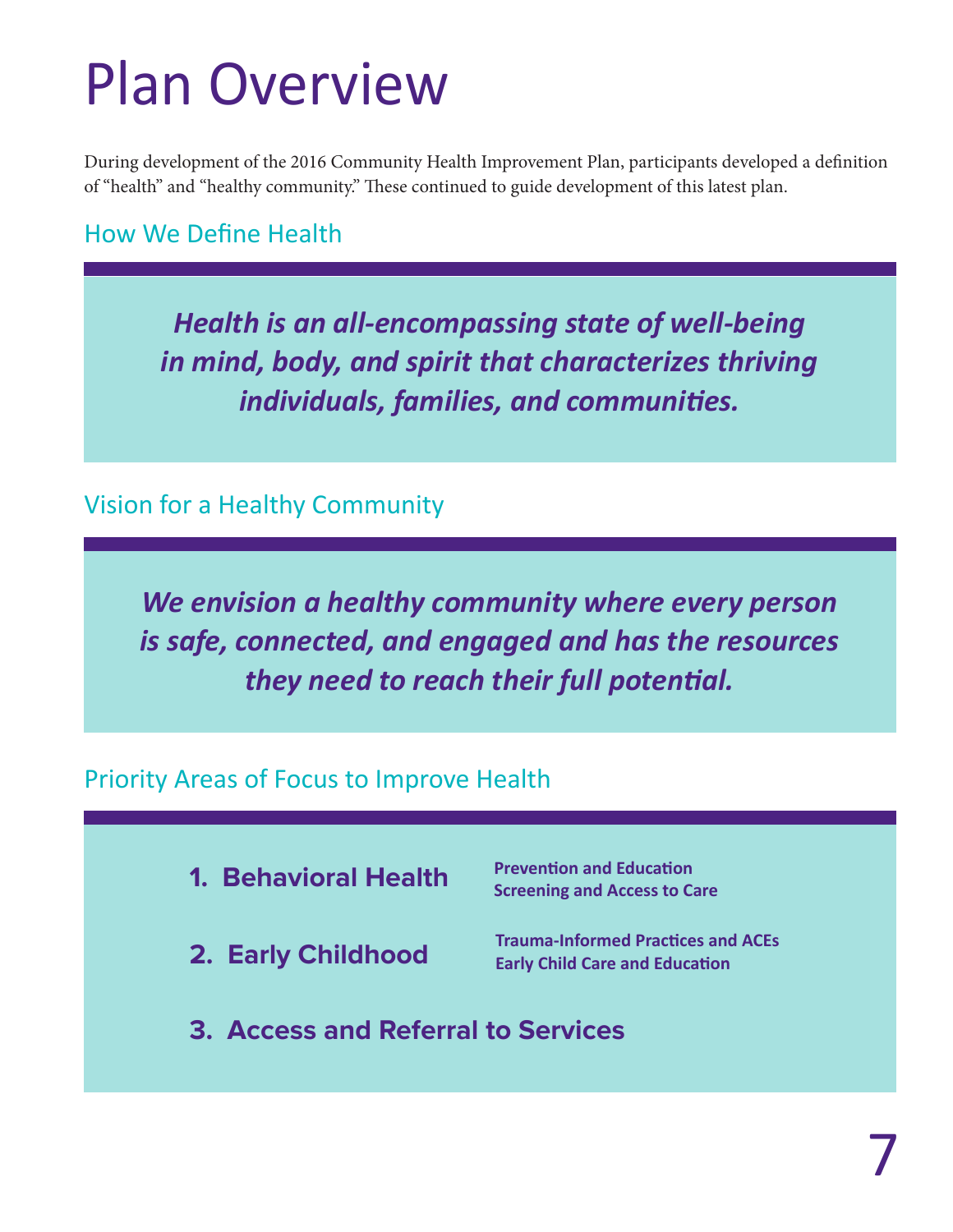# Plan Overview

During development of the 2016 Community Health Improvement Plan, participants developed a definition of "health" and "healthy community." These continued to guide development of this latest plan.

## How We Define Health

***Health is an all-encompassing state of well-being in mind, body, and spirit that characterizes thriving individuals, families, and communities.***

## Vision for a Healthy Community

***We envision a healthy community where every person is safe, connected, and engaged and has the resources they need to reach their full potential.***

## Priority Areas of Focus to Improve Health

1. **Behavioral Health**
   - **Prevention and Education**
   - **Screening and Access to Care**
2. **Early Childhood**
   - **Trauma-Informed Practices and ACEs**
   - **Early Child Care and Education**
3. **Access and Referral to Services**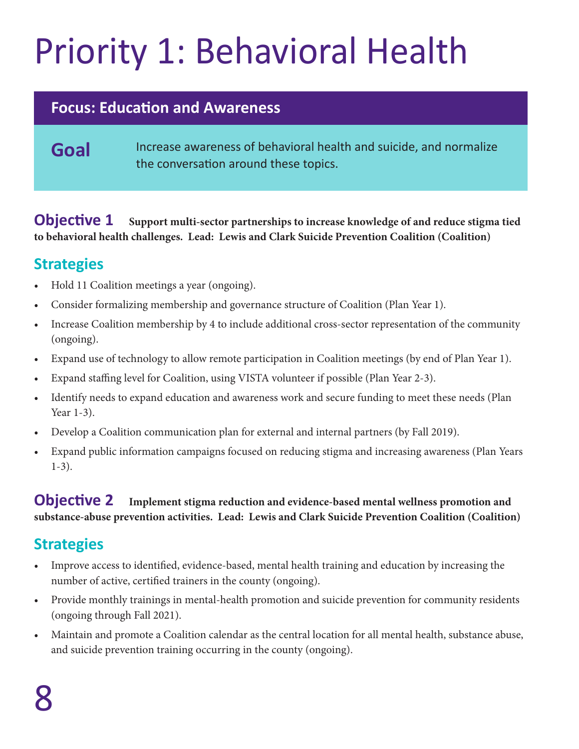# Priority 1: Behavioral Health

## Focus: Education and Awareness

**Goal** Increase awareness of behavioral health and suicide, and normalize the conversation around these topics.

### Objective 1 **Support multi-sector partnerships to increase knowledge of and reduce stigma tied to behavioral health challenges. Lead: Lewis and Clark Suicide Prevention Coalition (Coalition)**

#### Strategies

- Hold 11 Coalition meetings a year (ongoing).
- Consider formalizing membership and governance structure of Coalition (Plan Year 1).
- Increase Coalition membership by 4 to include additional cross-sector representation of the community (ongoing).
- Expand use of technology to allow remote participation in Coalition meetings (by end of Plan Year 1).
- Expand staffing level for Coalition, using VISTA volunteer if possible (Plan Year 2-3).
- Identify needs to expand education and awareness work and secure funding to meet these needs (Plan Year 1-3).
- Develop a Coalition communication plan for external and internal partners (by Fall 2019).
- Expand public information campaigns focused on reducing stigma and increasing awareness (Plan Years 1-3).

### Objective 2 **Implement stigma reduction and evidence-based mental wellness promotion and substance-abuse prevention activities. Lead: Lewis and Clark Suicide Prevention Coalition (Coalition)**

#### Strategies

- Improve access to identified, evidence-based, mental health training and education by increasing the number of active, certified trainers in the county (ongoing).
- Provide monthly trainings in mental-health promotion and suicide prevention for community residents (ongoing through Fall 2021).
- Maintain and promote a Coalition calendar as the central location for all mental health, substance abuse, and suicide prevention training occurring in the county (ongoing).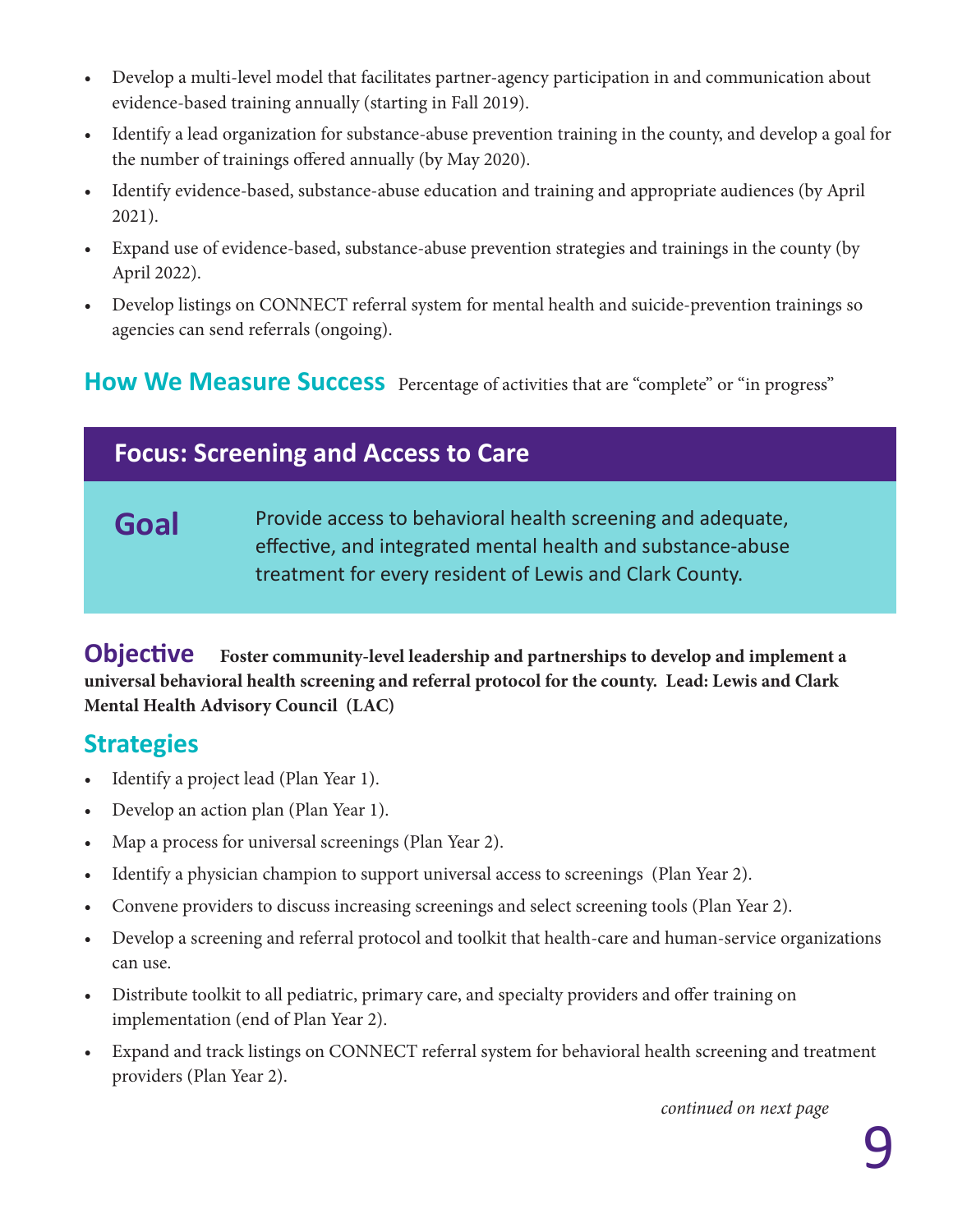- Develop a multi-level model that facilitates partner-agency participation in and communication about evidence-based training annually (starting in Fall 2019).
- Identify a lead organization for substance-abuse prevention training in the county, and develop a goal for the number of trainings offered annually (by May 2020).
- Identify evidence-based, substance-abuse education and training and appropriate audiences (by April 2021).
- Expand use of evidence-based, substance-abuse prevention strategies and trainings in the county (by April 2022).
- Develop listings on CONNECT referral system for mental health and suicide-prevention trainings so agencies can send referrals (ongoing).

## How We Measure Success

Percentage of activities that are "complete" or "in progress"

## Focus: Screening and Access to Care

### Goal

Provide access to behavioral health screening and adequate, effective, and integrated mental health and substance-abuse treatment for every resident of Lewis and Clark County.

### Objective

**Foster community-level leadership and partnerships to develop and implement a universal behavioral health screening and referral protocol for the county. Lead: Lewis and Clark Mental Health Advisory Council (LAC)**

### Strategies

- Identify a project lead (Plan Year 1).
- Develop an action plan (Plan Year 1).
- Map a process for universal screenings (Plan Year 2).
- Identify a physician champion to support universal access to screenings (Plan Year 2).
- Convene providers to discuss increasing screenings and select screening tools (Plan Year 2).
- Develop a screening and referral protocol and toolkit that health-care and human-service organizations can use.
- Distribute toolkit to all pediatric, primary care, and specialty providers and offer training on implementation (end of Plan Year 2).
- Expand and track listings on CONNECT referral system for behavioral health screening and treatment providers (Plan Year 2).

*continued on next page*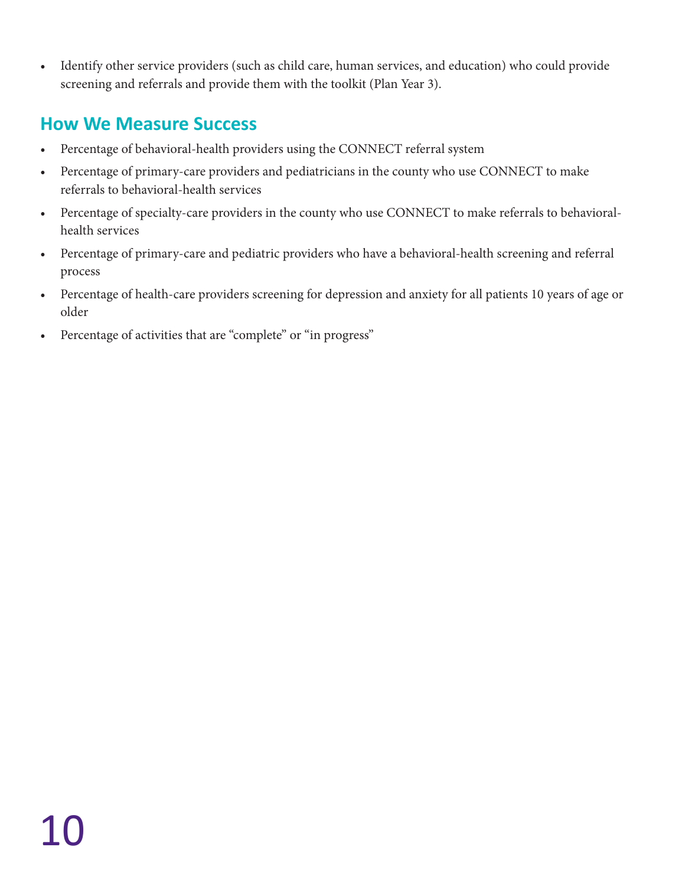- Identify other service providers (such as child care, human services, and education) who could provide screening and referrals and provide them with the toolkit (Plan Year 3).

## How We Measure Success

- Percentage of behavioral-health providers using the CONNECT referral system
- Percentage of primary-care providers and pediatricians in the county who use CONNECT to make referrals to behavioral-health services
- Percentage of specialty-care providers in the county who use CONNECT to make referrals to behavioral-health services
- Percentage of primary-care and pediatric providers who have a behavioral-health screening and referral process
- Percentage of health-care providers screening for depression and anxiety for all patients 10 years of age or older
- Percentage of activities that are "complete" or "in progress"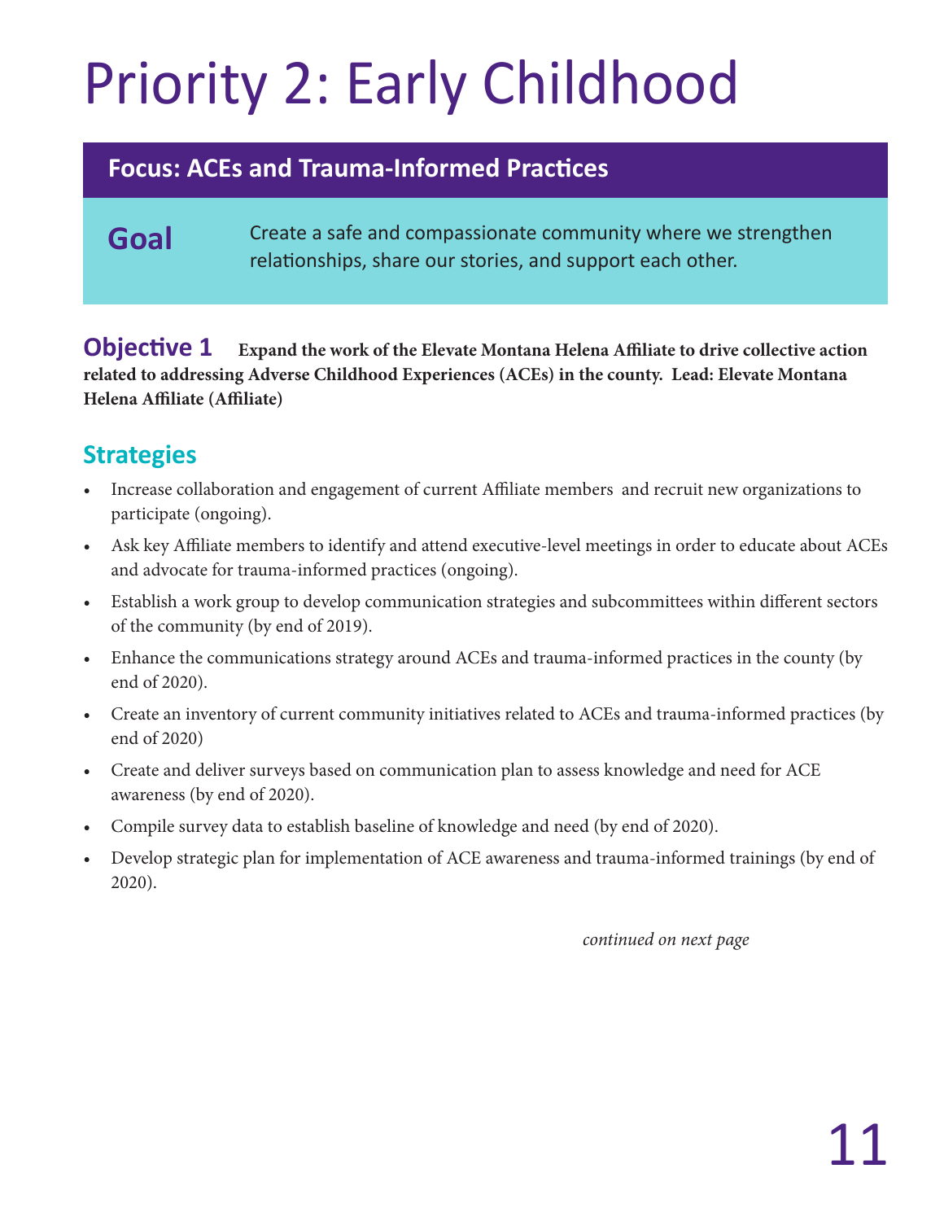# Priority 2: Early Childhood

## Focus: ACEs and Trauma-Informed Practices

**Goal** Create a safe and compassionate community where we strengthen relationships, share our stories, and support each other.

**Objective 1** **Expand the work of the Elevate Montana Helena Affiliate to drive collective action related to addressing Adverse Childhood Experiences (ACEs) in the county. Lead: Elevate Montana Helena Affiliate (Affiliate)**

### Strategies

- Increase collaboration and engagement of current Affiliate members and recruit new organizations to participate (ongoing).
- Ask key Affiliate members to identify and attend executive-level meetings in order to educate about ACEs and advocate for trauma-informed practices (ongoing).
- Establish a work group to develop communication strategies and subcommittees within different sectors of the community (by end of 2019).
- Enhance the communications strategy around ACEs and trauma-informed practices in the county (by end of 2020).
- Create an inventory of current community initiatives related to ACEs and trauma-informed practices (by end of 2020)
- Create and deliver surveys based on communication plan to assess knowledge and need for ACE awareness (by end of 2020).
- Compile survey data to establish baseline of knowledge and need (by end of 2020).
- Develop strategic plan for implementation of ACE awareness and trauma-informed trainings (by end of 2020).

*continued on next page*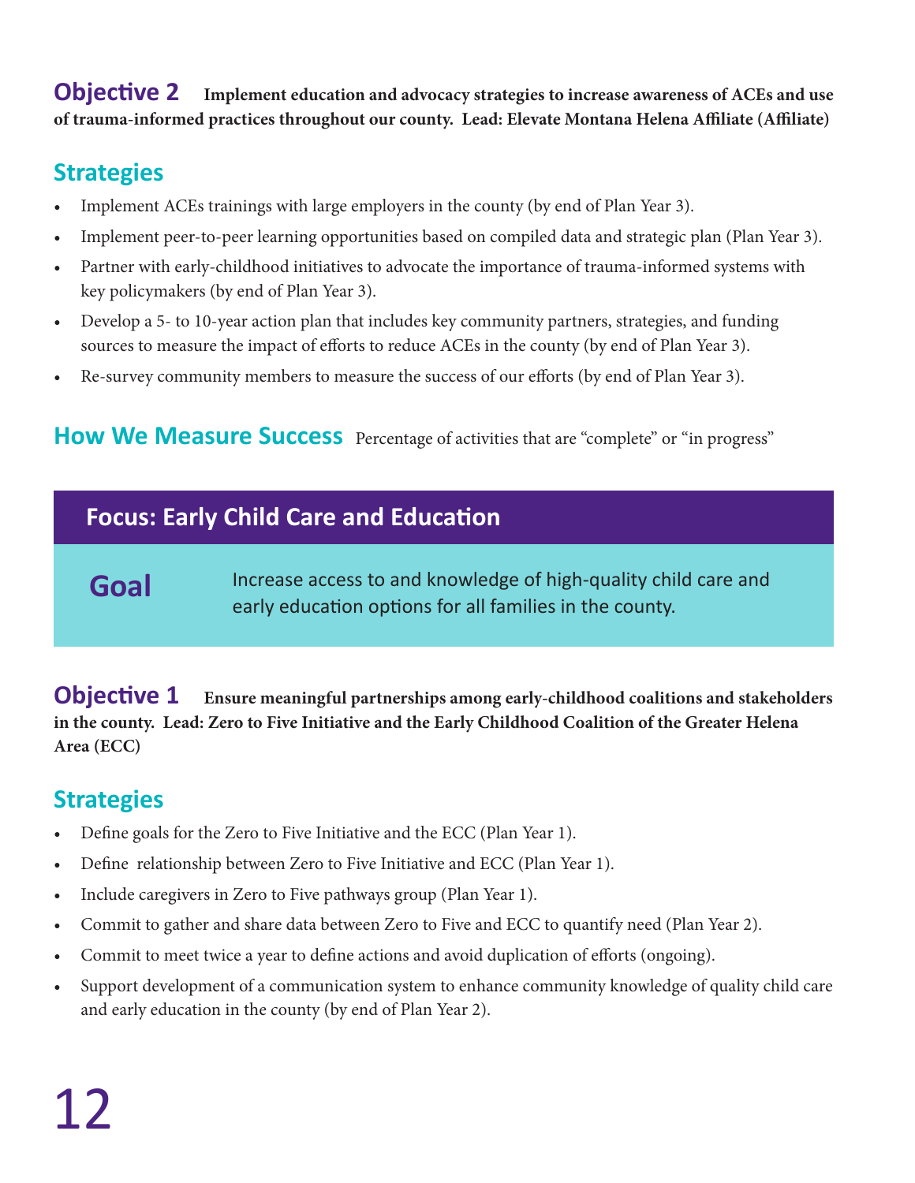## Objective 2

**Implement education and advocacy strategies to increase awareness of ACEs and use of trauma-informed practices throughout our county. Lead: Elevate Montana Helena Affiliate (Affiliate)**

### Strategies

- Implement ACEs trainings with large employers in the county (by end of Plan Year 3).
- Implement peer-to-peer learning opportunities based on compiled data and strategic plan (Plan Year 3).
- Partner with early-childhood initiatives to advocate the importance of trauma-informed systems with key policymakers (by end of Plan Year 3).
- Develop a 5- to 10-year action plan that includes key community partners, strategies, and funding sources to measure the impact of efforts to reduce ACEs in the county (by end of Plan Year 3).
- Re-survey community members to measure the success of our efforts (by end of Plan Year 3).

### How We Measure Success

Percentage of activities that are "complete" or "in progress"

# Focus: Early Child Care and Education

**Goal** Increase access to and knowledge of high-quality child care and early education options for all families in the county.

## Objective 1

**Ensure meaningful partnerships among early-childhood coalitions and stakeholders in the county. Lead: Zero to Five Initiative and the Early Childhood Coalition of the Greater Helena Area (ECC)**

### Strategies

- Define goals for the Zero to Five Initiative and the ECC (Plan Year 1).
- Define relationship between Zero to Five Initiative and ECC (Plan Year 1).
- Include caregivers in Zero to Five pathways group (Plan Year 1).
- Commit to gather and share data between Zero to Five and ECC to quantify need (Plan Year 2).
- Commit to meet twice a year to define actions and avoid duplication of efforts (ongoing).
- Support development of a communication system to enhance community knowledge of quality child care and early education in the county (by end of Plan Year 2).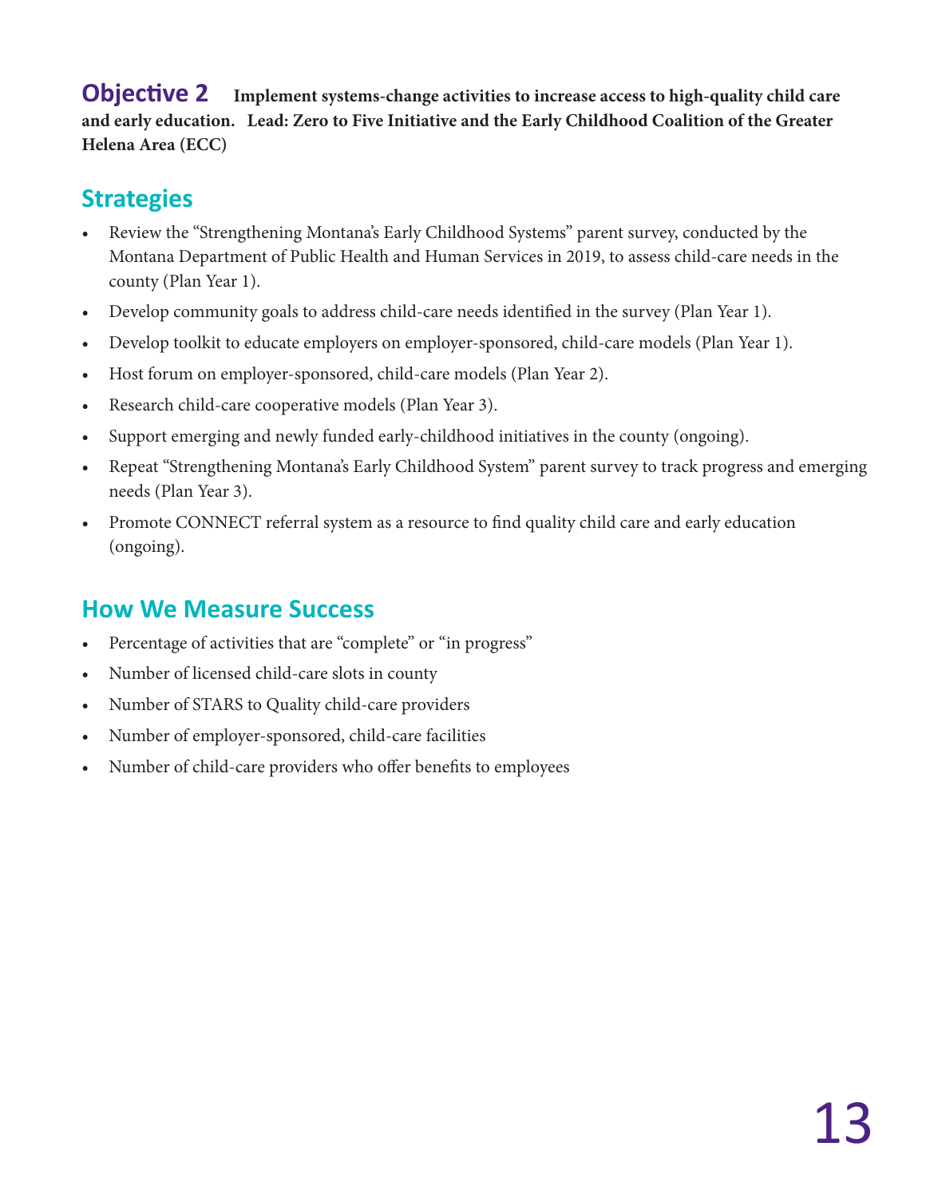## Objective 2

**Implement systems-change activities to increase access to high-quality child care and early education. Lead: Zero to Five Initiative and the Early Childhood Coalition of the Greater Helena Area (ECC)**

### Strategies

- Review the "Strengthening Montana's Early Childhood Systems" parent survey, conducted by the Montana Department of Public Health and Human Services in 2019, to assess child-care needs in the county (Plan Year 1).
- Develop community goals to address child-care needs identified in the survey (Plan Year 1).
- Develop toolkit to educate employers on employer-sponsored, child-care models (Plan Year 1).
- Host forum on employer-sponsored, child-care models (Plan Year 2).
- Research child-care cooperative models (Plan Year 3).
- Support emerging and newly funded early-childhood initiatives in the county (ongoing).
- Repeat "Strengthening Montana's Early Childhood System" parent survey to track progress and emerging needs (Plan Year 3).
- Promote CONNECT referral system as a resource to find quality child care and early education (ongoing).

### How We Measure Success

- Percentage of activities that are "complete" or "in progress"
- Number of licensed child-care slots in county
- Number of STARS to Quality child-care providers
- Number of employer-sponsored, child-care facilities
- Number of child-care providers who offer benefits to employees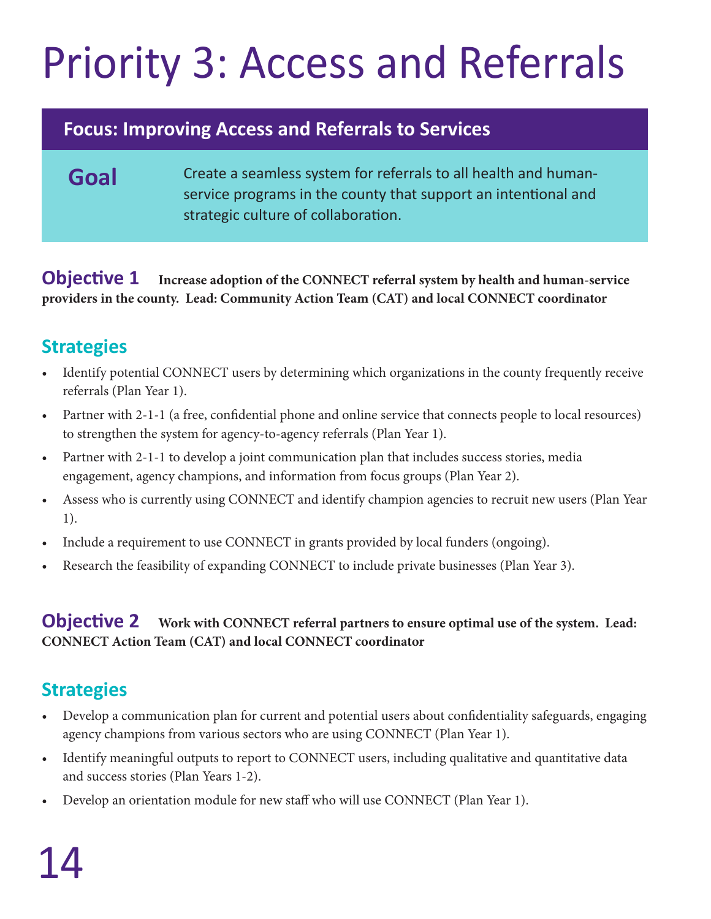# Priority 3: Access and Referrals

## Focus: Improving Access and Referrals to Services

**Goal** Create a seamless system for referrals to all health and human-service programs in the county that support an intentional and strategic culture of collaboration.

### Objective 1

**Increase adoption of the CONNECT referral system by health and human-service providers in the county. Lead: Community Action Team (CAT) and local CONNECT coordinator**

#### Strategies

- Identify potential CONNECT users by determining which organizations in the county frequently receive referrals (Plan Year 1).
- Partner with 2-1-1 (a free, confidential phone and online service that connects people to local resources) to strengthen the system for agency-to-agency referrals (Plan Year 1).
- Partner with 2-1-1 to develop a joint communication plan that includes success stories, media engagement, agency champions, and information from focus groups (Plan Year 2).
- Assess who is currently using CONNECT and identify champion agencies to recruit new users (Plan Year 1).
- Include a requirement to use CONNECT in grants provided by local funders (ongoing).
- Research the feasibility of expanding CONNECT to include private businesses (Plan Year 3).

### Objective 2

**Work with CONNECT referral partners to ensure optimal use of the system. Lead: CONNECT Action Team (CAT) and local CONNECT coordinator**

#### Strategies

- Develop a communication plan for current and potential users about confidentiality safeguards, engaging agency champions from various sectors who are using CONNECT (Plan Year 1).
- Identify meaningful outputs to report to CONNECT users, including qualitative and quantitative data and success stories (Plan Years 1-2).
- Develop an orientation module for new staff who will use CONNECT (Plan Year 1).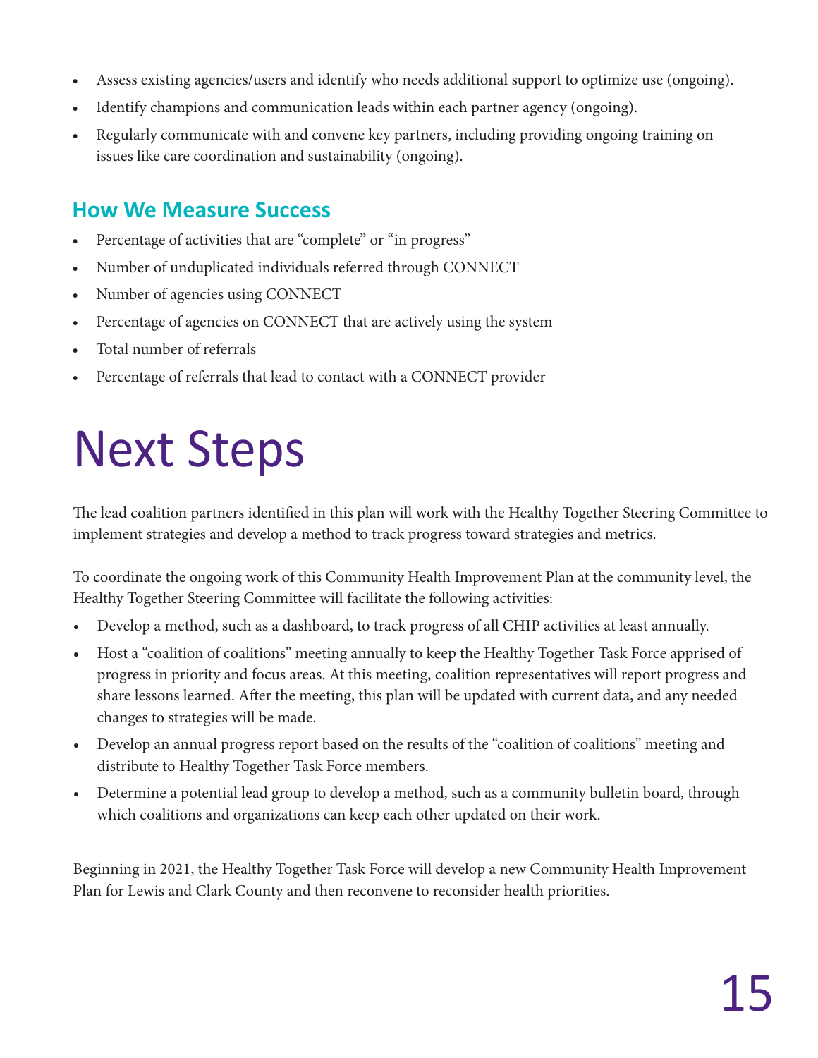- Assess existing agencies/users and identify who needs additional support to optimize use (ongoing).
- Identify champions and communication leads within each partner agency (ongoing).
- Regularly communicate with and convene key partners, including providing ongoing training on issues like care coordination and sustainability (ongoing).

## How We Measure Success

- Percentage of activities that are "complete" or "in progress"
- Number of unduplicated individuals referred through CONNECT
- Number of agencies using CONNECT
- Percentage of agencies on CONNECT that are actively using the system
- Total number of referrals
- Percentage of referrals that lead to contact with a CONNECT provider

# Next Steps

The lead coalition partners identified in this plan will work with the Healthy Together Steering Committee to implement strategies and develop a method to track progress toward strategies and metrics.

To coordinate the ongoing work of this Community Health Improvement Plan at the community level, the Healthy Together Steering Committee will facilitate the following activities:

- Develop a method, such as a dashboard, to track progress of all CHIP activities at least annually.
- Host a "coalition of coalitions" meeting annually to keep the Healthy Together Task Force apprised of progress in priority and focus areas. At this meeting, coalition representatives will report progress and share lessons learned. After the meeting, this plan will be updated with current data, and any needed changes to strategies will be made.
- Develop an annual progress report based on the results of the "coalition of coalitions" meeting and distribute to Healthy Together Task Force members.
- Determine a potential lead group to develop a method, such as a community bulletin board, through which coalitions and organizations can keep each other updated on their work.

Beginning in 2021, the Healthy Together Task Force will develop a new Community Health Improvement Plan for Lewis and Clark County and then reconvene to reconsider health priorities.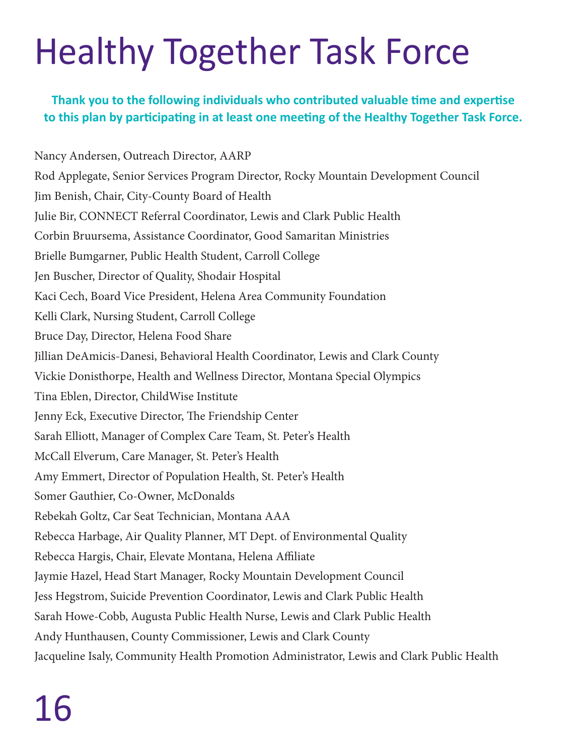# Healthy Together Task Force

**Thank you to the following individuals who contributed valuable time and expertise to this plan by participating in at least one meeting of the Healthy Together Task Force.**

Nancy Andersen, Outreach Director, AARP

Rod Applegate, Senior Services Program Director, Rocky Mountain Development Council

Jim Benish, Chair, City-County Board of Health

Julie Bir, CONNECT Referral Coordinator, Lewis and Clark Public Health

Corbin Bruursema, Assistance Coordinator, Good Samaritan Ministries

Brielle Bumgarner, Public Health Student, Carroll College

Jen Buscher, Director of Quality, Shodair Hospital

Kaci Cech, Board Vice President, Helena Area Community Foundation

Kelli Clark, Nursing Student, Carroll College

Bruce Day, Director, Helena Food Share

Jillian DeAmicis-Danesi, Behavioral Health Coordinator, Lewis and Clark County

Vickie Donisthorpe, Health and Wellness Director, Montana Special Olympics

Tina Eblen, Director, ChildWise Institute

Jenny Eck, Executive Director, The Friendship Center

Sarah Elliott, Manager of Complex Care Team, St. Peter's Health

McCall Elverum, Care Manager, St. Peter's Health

Amy Emmert, Director of Population Health, St. Peter's Health

Somer Gauthier, Co-Owner, McDonalds

Rebekah Goltz, Car Seat Technician, Montana AAA

Rebecca Harbage, Air Quality Planner, MT Dept. of Environmental Quality

Rebecca Hargis, Chair, Elevate Montana, Helena Affiliate

Jaymie Hazel, Head Start Manager, Rocky Mountain Development Council

Jess Hegstrom, Suicide Prevention Coordinator, Lewis and Clark Public Health

Sarah Howe-Cobb, Augusta Public Health Nurse, Lewis and Clark Public Health

Andy Hunthausen, County Commissioner, Lewis and Clark County

Jacqueline Isaly, Community Health Promotion Administrator, Lewis and Clark Public Health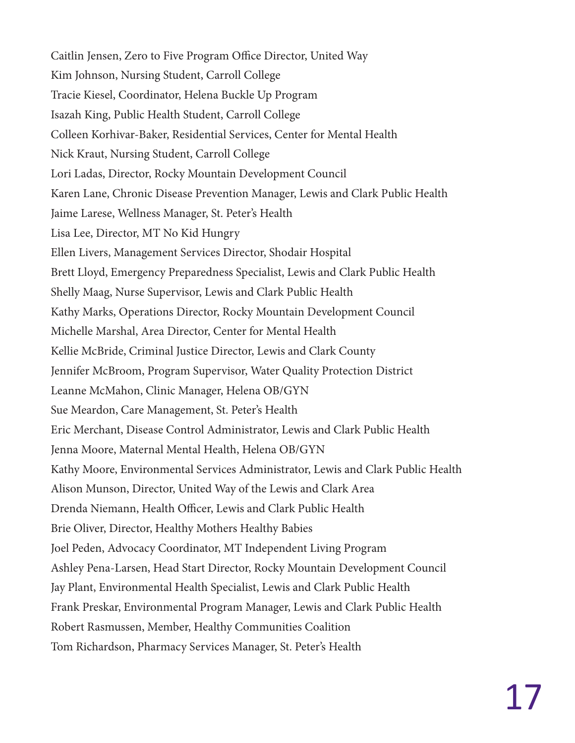Caitlin Jensen, Zero to Five Program Office Director, United Way
Kim Johnson, Nursing Student, Carroll College
Tracie Kiesel, Coordinator, Helena Buckle Up Program
Isazah King, Public Health Student, Carroll College
Colleen Korhivar-Baker, Residential Services, Center for Mental Health
Nick Kraut, Nursing Student, Carroll College
Lori Ladas, Director, Rocky Mountain Development Council
Karen Lane, Chronic Disease Prevention Manager, Lewis and Clark Public Health
Jaime Larese, Wellness Manager, St. Peter's Health
Lisa Lee, Director, MT No Kid Hungry
Ellen Livers, Management Services Director, Shodair Hospital
Brett Lloyd, Emergency Preparedness Specialist, Lewis and Clark Public Health
Shelly Maag, Nurse Supervisor, Lewis and Clark Public Health
Kathy Marks, Operations Director, Rocky Mountain Development Council
Michelle Marshal, Area Director, Center for Mental Health
Kellie McBride, Criminal Justice Director, Lewis and Clark County
Jennifer McBroom, Program Supervisor, Water Quality Protection District
Leanne McMahon, Clinic Manager, Helena OB/GYN
Sue Meardon, Care Management, St. Peter's Health
Eric Merchant, Disease Control Administrator, Lewis and Clark Public Health
Jenna Moore, Maternal Mental Health, Helena OB/GYN
Kathy Moore, Environmental Services Administrator, Lewis and Clark Public Health
Alison Munson, Director, United Way of the Lewis and Clark Area
Drenda Niemann, Health Officer, Lewis and Clark Public Health
Brie Oliver, Director, Healthy Mothers Healthy Babies
Joel Peden, Advocacy Coordinator, MT Independent Living Program
Ashley Pena-Larsen, Head Start Director, Rocky Mountain Development Council
Jay Plant, Environmental Health Specialist, Lewis and Clark Public Health
Frank Preskar, Environmental Program Manager, Lewis and Clark Public Health
Robert Rasmussen, Member, Healthy Communities Coalition
Tom Richardson, Pharmacy Services Manager, St. Peter's Health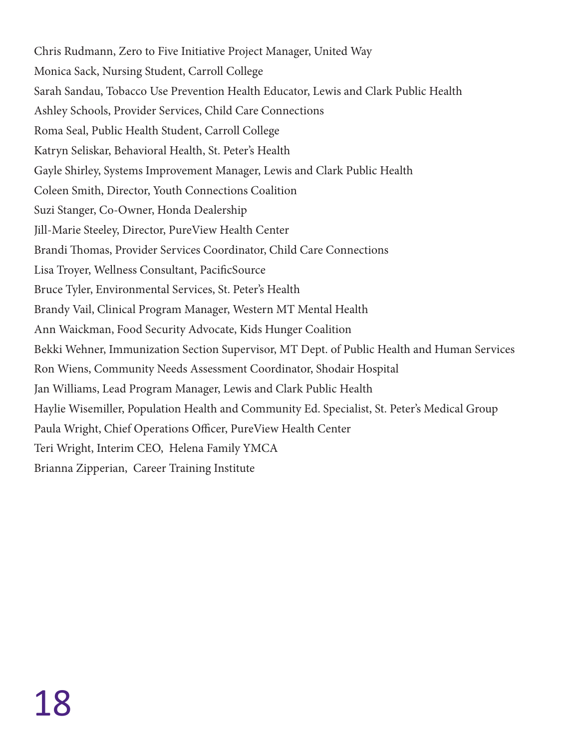Chris Rudmann, Zero to Five Initiative Project Manager, United Way

Monica Sack, Nursing Student, Carroll College

Sarah Sandau, Tobacco Use Prevention Health Educator, Lewis and Clark Public Health

Ashley Schools, Provider Services, Child Care Connections

Roma Seal, Public Health Student, Carroll College

Katryn Seliskar, Behavioral Health, St. Peter's Health

Gayle Shirley, Systems Improvement Manager, Lewis and Clark Public Health

Coleen Smith, Director, Youth Connections Coalition

Suzi Stanger, Co-Owner, Honda Dealership

Jill-Marie Steeley, Director, PureView Health Center

Brandi Thomas, Provider Services Coordinator, Child Care Connections

Lisa Troyer, Wellness Consultant, PacificSource

Bruce Tyler, Environmental Services, St. Peter's Health

Brandy Vail, Clinical Program Manager, Western MT Mental Health

Ann Waickman, Food Security Advocate, Kids Hunger Coalition

Bekki Wehner, Immunization Section Supervisor, MT Dept. of Public Health and Human Services

Ron Wiens, Community Needs Assessment Coordinator, Shodair Hospital

Jan Williams, Lead Program Manager, Lewis and Clark Public Health

Haylie Wisemiller, Population Health and Community Ed. Specialist, St. Peter's Medical Group

Paula Wright, Chief Operations Officer, PureView Health Center

Teri Wright, Interim CEO, Helena Family YMCA

Brianna Zipperian, Career Training Institute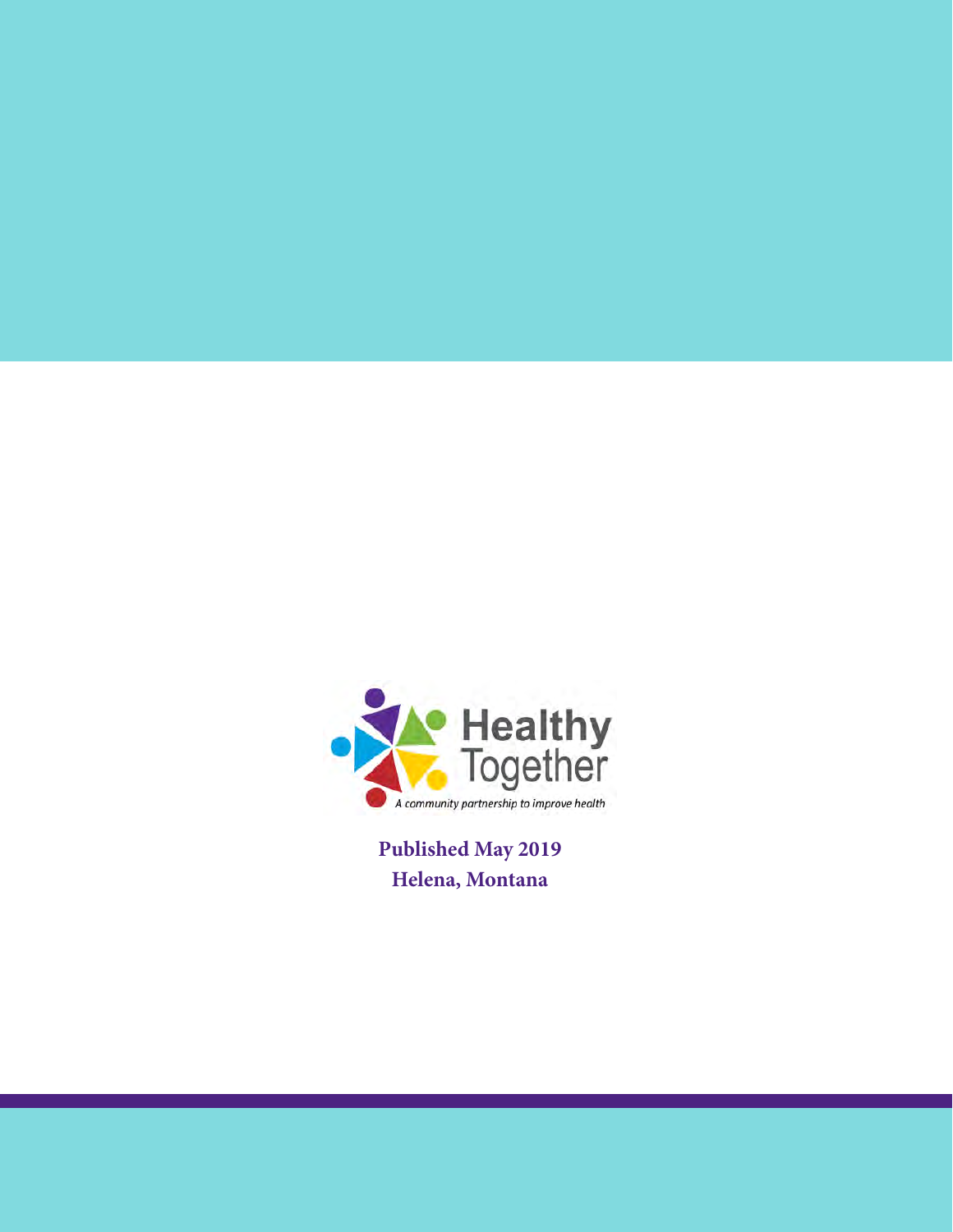Healthy Together

*A community partnership to improve health*

**Published May 2019**
**Helena, Montana**